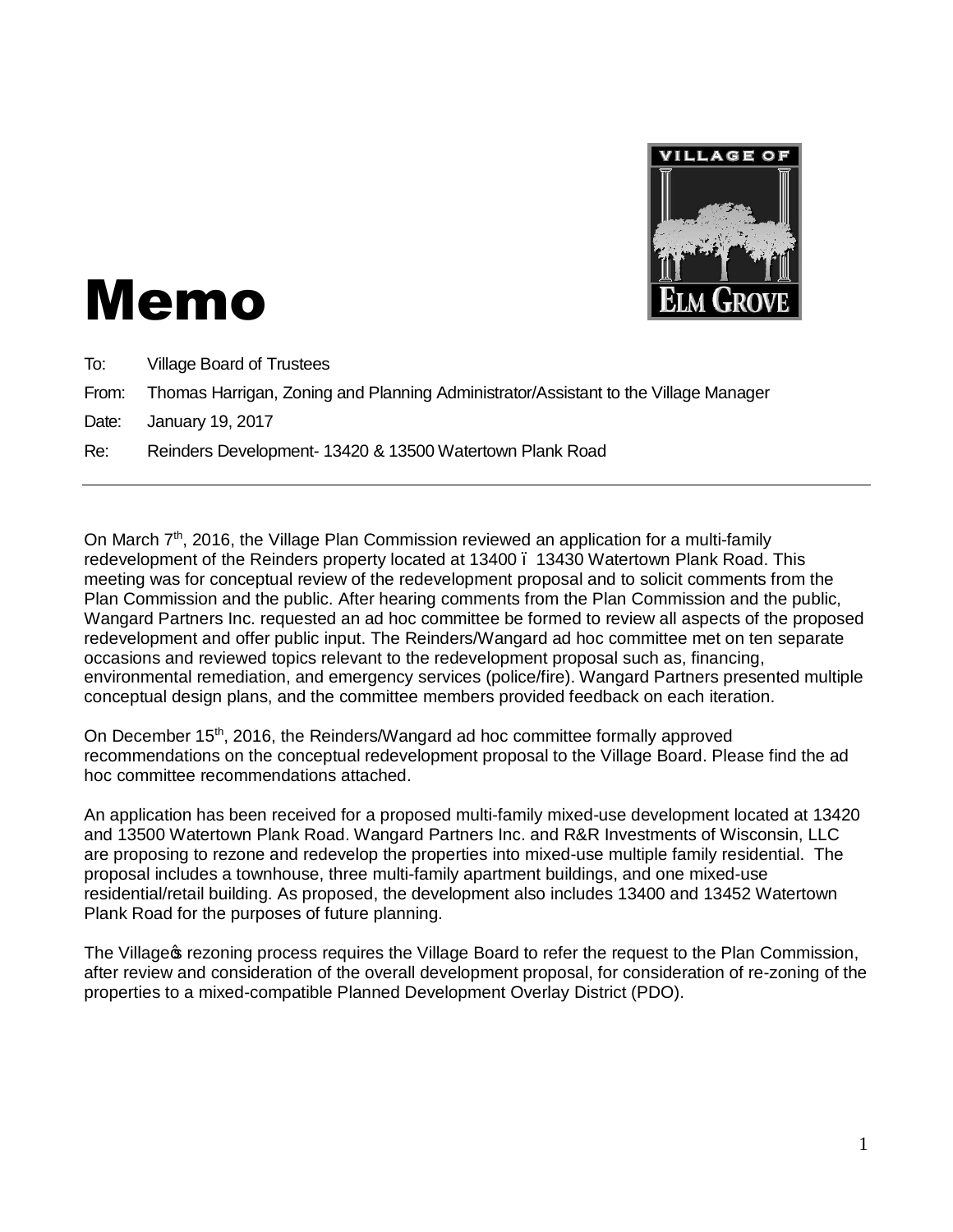# Memo

To: Village Board of Trustees

From: Thomas Harrigan, Zoning and Planning Administrator/Assistant to the Village Manager

Date: January 19, 2017

Re: Reinders Development- 13420 & 13500 Watertown Plank Road

---

On March 7th, 2016, the Village Plan Commission reviewed an application for a multi-family redevelopment of the Reinders property located at 13400 – 13430 Watertown Plank Road. This meeting was for conceptual review of the redevelopment proposal and to solicit comments from the Plan Commission and the public. After hearing comments from the Plan Commission and the public, Wangard Partners Inc. requested an ad hoc committee be formed to review all aspects of the proposed redevelopment and offer public input. The Reinders/Wangard ad hoc committee met on ten separate occasions and reviewed topics relevant to the redevelopment proposal such as, financing, environmental remediation, and emergency services (police/fire). Wangard Partners presented multiple conceptual design plans, and the committee members provided feedback on each iteration.

On December 15th, 2016, the Reinders/Wangard ad hoc committee formally approved recommendations on the conceptual redevelopment proposal to the Village Board. Please find the ad hoc committee recommendations attached.

An application has been received for a proposed multi-family mixed-use development located at 13420 and 13500 Watertown Plank Road. Wangard Partners Inc. and R&R Investments of Wisconsin, LLC are proposing to rezone and redevelop the properties into mixed-use multiple family residential. The proposal includes a townhouse, three multi-family apartment buildings, and one mixed-use residential/retail building. As proposed, the development also includes 13400 and 13452 Watertown Plank Road for the purposes of future planning.

The Village's rezoning process requires the Village Board to refer the request to the Plan Commission, after review and consideration of the overall development proposal, for consideration of re-zoning of the properties to a mixed-compatible Planned Development Overlay District (PDO).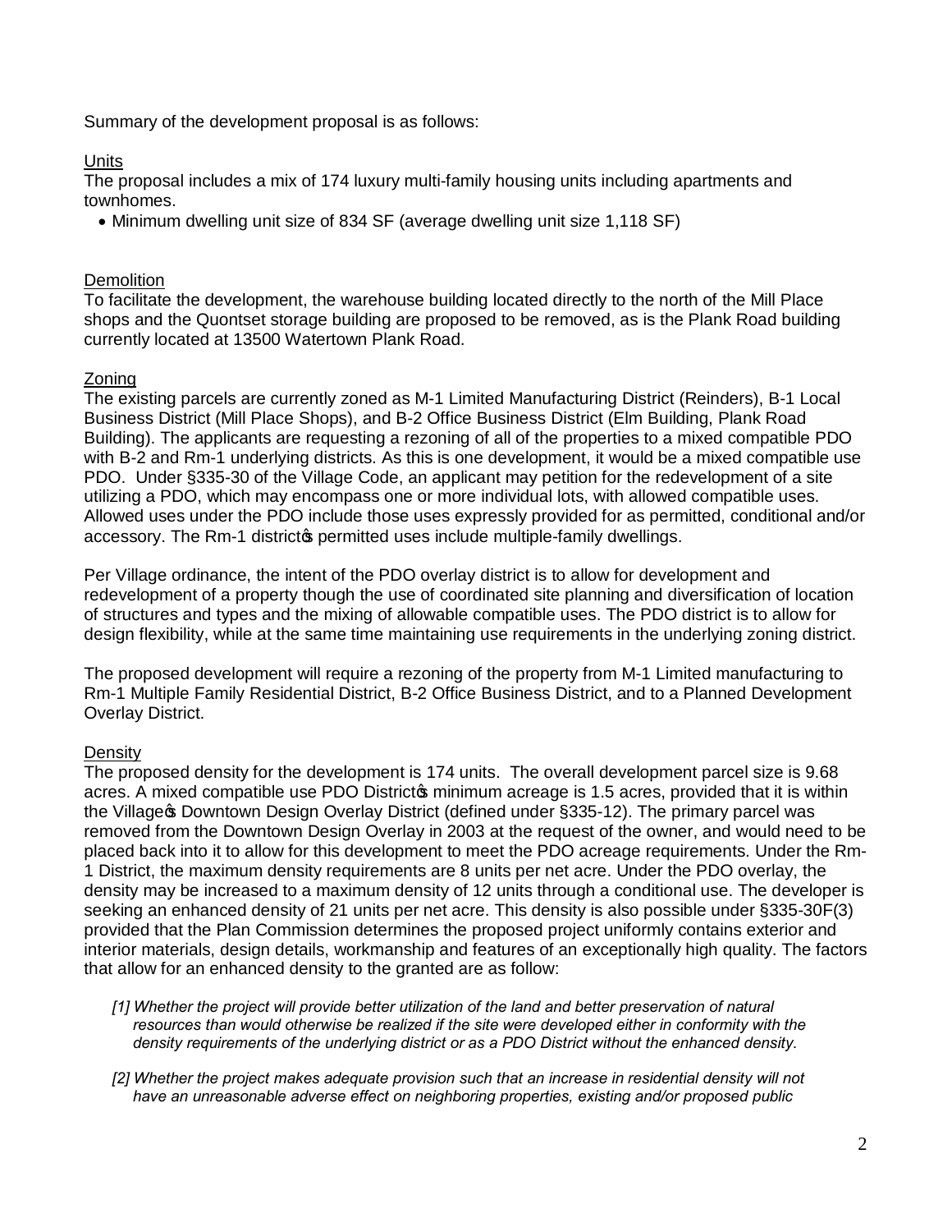Summary of the development proposal is as follows:

Units

The proposal includes a mix of 174 luxury multi-family housing units including apartments and townhomes.

- Minimum dwelling unit size of 834 SF (average dwelling unit size 1,118 SF)

Demolition

To facilitate the development, the warehouse building located directly to the north of the Mill Place shops and the Quontset storage building are proposed to be removed, as is the Plank Road building currently located at 13500 Watertown Plank Road.

Zoning

The existing parcels are currently zoned as M-1 Limited Manufacturing District (Reinders), B-1 Local Business District (Mill Place Shops), and B-2 Office Business District (Elm Building, Plank Road Building). The applicants are requesting a rezoning of all of the properties to a mixed compatible PDO with B-2 and Rm-1 underlying districts. As this is one development, it would be a mixed compatible use PDO. Under §335-30 of the Village Code, an applicant may petition for the redevelopment of a site utilizing a PDO, which may encompass one or more individual lots, with allowed compatible uses. Allowed uses under the PDO include those uses expressly provided for as permitted, conditional and/or accessory. The Rm-1 district's permitted uses include multiple-family dwellings.

Per Village ordinance, the intent of the PDO overlay district is to allow for development and redevelopment of a property though the use of coordinated site planning and diversification of location of structures and types and the mixing of allowable compatible uses. The PDO district is to allow for design flexibility, while at the same time maintaining use requirements in the underlying zoning district.

The proposed development will require a rezoning of the property from M-1 Limited manufacturing to Rm-1 Multiple Family Residential District, B-2 Office Business District, and to a Planned Development Overlay District.

Density

The proposed density for the development is 174 units. The overall development parcel size is 9.68 acres. A mixed compatible use PDO District's minimum acreage is 1.5 acres, provided that it is within the Village's Downtown Design Overlay District (defined under §335-12). The primary parcel was removed from the Downtown Design Overlay in 2003 at the request of the owner, and would need to be placed back into it to allow for this development to meet the PDO acreage requirements. Under the Rm-1 District, the maximum density requirements are 8 units per net acre. Under the PDO overlay, the density may be increased to a maximum density of 12 units through a conditional use. The developer is seeking an enhanced density of 21 units per net acre. This density is also possible under §335-30F(3) provided that the Plan Commission determines the proposed project uniformly contains exterior and interior materials, design details, workmanship and features of an exceptionally high quality. The factors that allow for an enhanced density to the granted are as follow:

*[1] Whether the project will provide better utilization of the land and better preservation of natural resources than would otherwise be realized if the site were developed either in conformity with the density requirements of the underlying district or as a PDO District without the enhanced density.*

*[2] Whether the project makes adequate provision such that an increase in residential density will not have an unreasonable adverse effect on neighboring properties, existing and/or proposed public*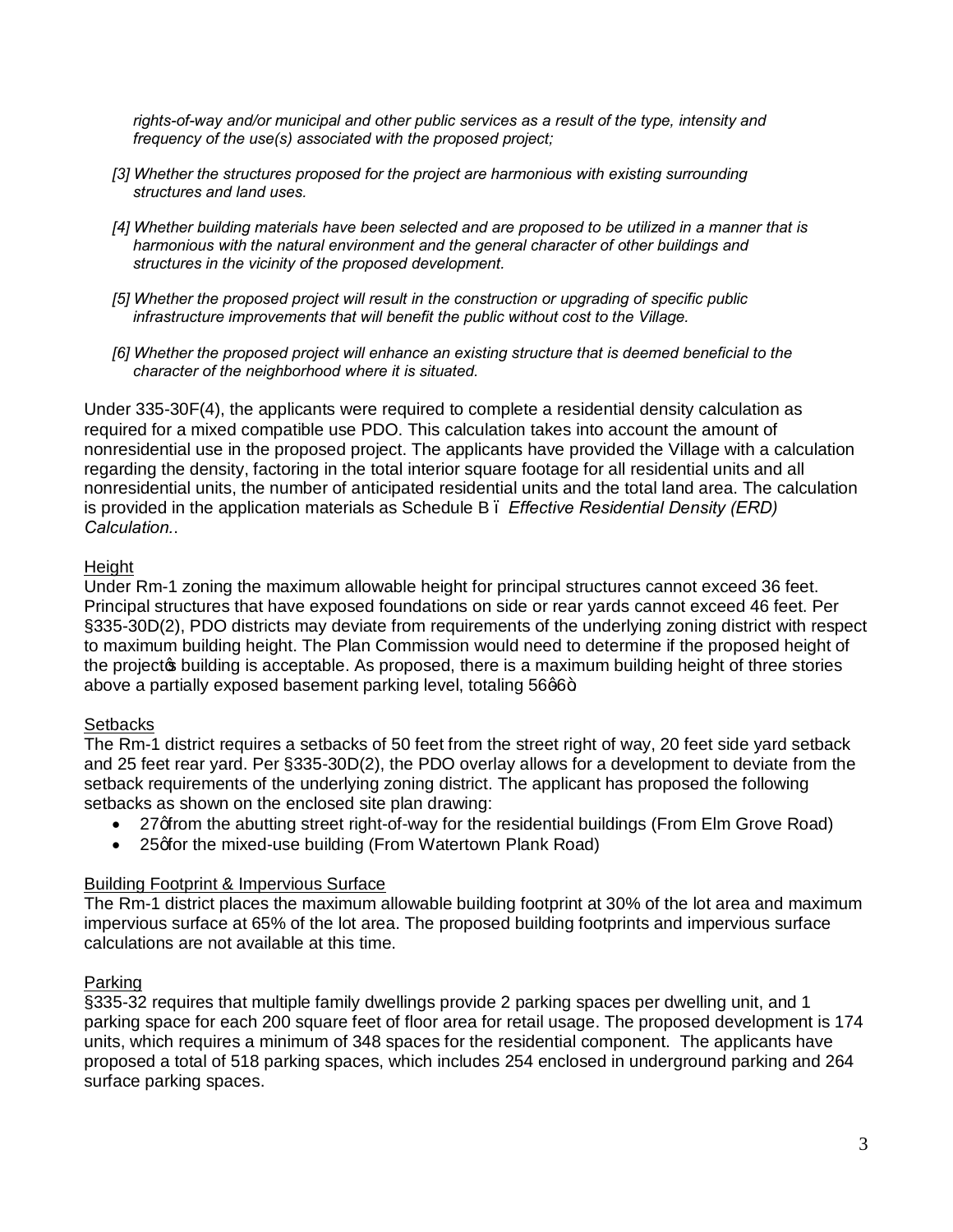*rights-of-way and/or municipal and other public services as a result of the type, intensity and frequency of the use(s) associated with the proposed project;*

*[3] Whether the structures proposed for the project are harmonious with existing surrounding structures and land uses.*

*[4] Whether building materials have been selected and are proposed to be utilized in a manner that is harmonious with the natural environment and the general character of other buildings and structures in the vicinity of the proposed development.*

*[5] Whether the proposed project will result in the construction or upgrading of specific public infrastructure improvements that will benefit the public without cost to the Village.*

*[6] Whether the proposed project will enhance an existing structure that is deemed beneficial to the character of the neighborhood where it is situated.*

Under 335-30F(4), the applicants were required to complete a residential density calculation as required for a mixed compatible use PDO. This calculation takes into account the amount of nonresidential use in the proposed project. The applicants have provided the Village with a calculation regarding the density, factoring in the total interior square footage for all residential units and all nonresidential units, the number of anticipated residential units and the total land area. The calculation is provided in the application materials as Schedule B – *Effective Residential Density (ERD) Calculation.*.

<u>Height</u>
Under Rm-1 zoning the maximum allowable height for principal structures cannot exceed 36 feet. Principal structures that have exposed foundations on side or rear yards cannot exceed 46 feet. Per §335-30D(2), PDO districts may deviate from requirements of the underlying zoning district with respect to maximum building height. The Plan Commission would need to determine if the proposed height of the project's building is acceptable. As proposed, there is a maximum building height of three stories above a partially exposed basement parking level, totaling 56'6".

<u>Setbacks</u>
The Rm-1 district requires a setbacks of 50 feet from the street right of way, 20 feet side yard setback and 25 feet rear yard. Per §335-30D(2), the PDO overlay allows for a development to deviate from the setback requirements of the underlying zoning district. The applicant has proposed the following setbacks as shown on the enclosed site plan drawing:

- 27' from the abutting street right-of-way for the residential buildings (From Elm Grove Road)
- 25' for the mixed-use building (From Watertown Plank Road)

<u>Building Footprint & Impervious Surface</u>
The Rm-1 district places the maximum allowable building footprint at 30% of the lot area and maximum impervious surface at 65% of the lot area. The proposed building footprints and impervious surface calculations are not available at this time.

<u>Parking</u>
§335-32 requires that multiple family dwellings provide 2 parking spaces per dwelling unit, and 1 parking space for each 200 square feet of floor area for retail usage. The proposed development is 174 units, which requires a minimum of 348 spaces for the residential component. The applicants have proposed a total of 518 parking spaces, which includes 254 enclosed in underground parking and 264 surface parking spaces.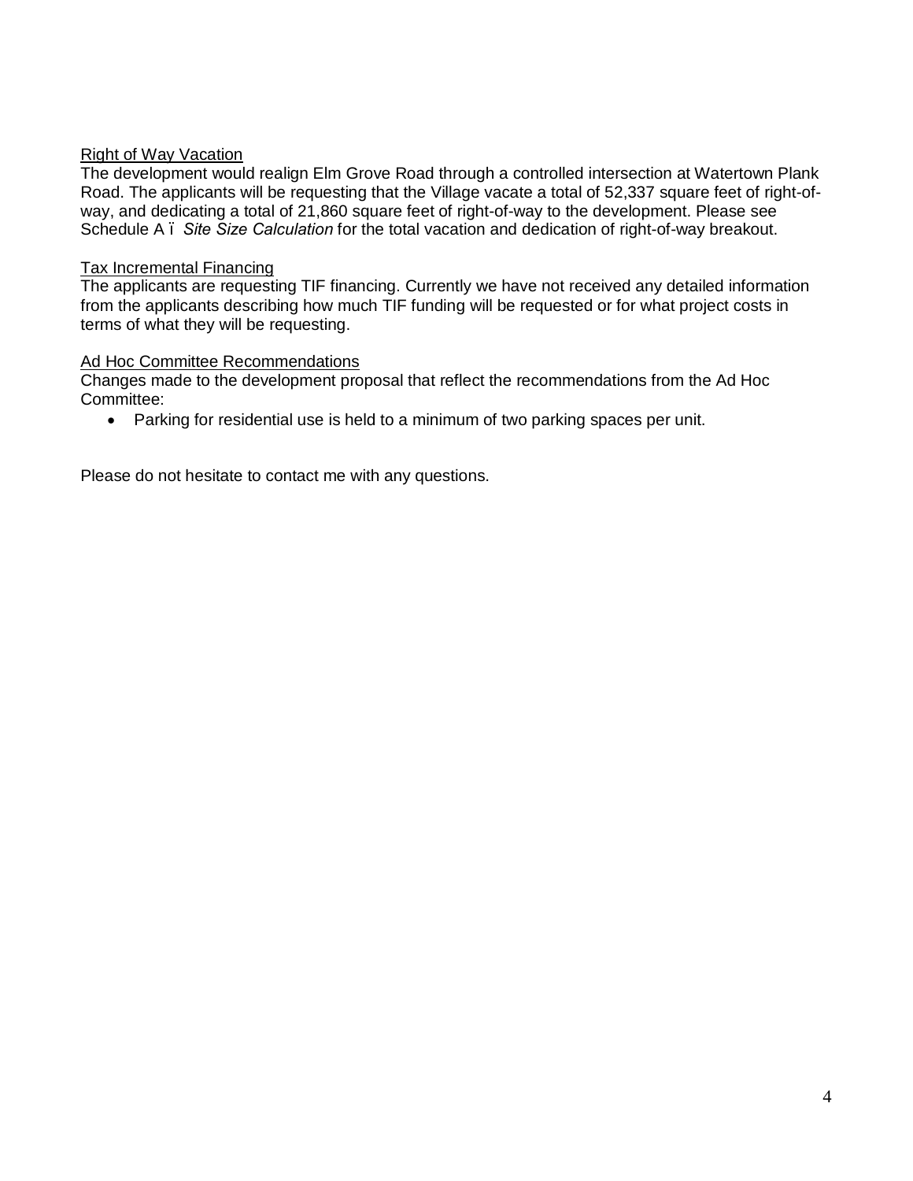Right of Way Vacation

The development would realign Elm Grove Road through a controlled intersection at Watertown Plank Road. The applicants will be requesting that the Village vacate a total of 52,337 square feet of right-of-way, and dedicating a total of 21,860 square feet of right-of-way to the development. Please see Schedule A ï *Site Size Calculation* for the total vacation and dedication of right-of-way breakout.

Tax Incremental Financing

The applicants are requesting TIF financing. Currently we have not received any detailed information from the applicants describing how much TIF funding will be requested or for what project costs in terms of what they will be requesting.

Ad Hoc Committee Recommendations

Changes made to the development proposal that reflect the recommendations from the Ad Hoc Committee:

- Parking for residential use is held to a minimum of two parking spaces per unit.

Please do not hesitate to contact me with any questions.